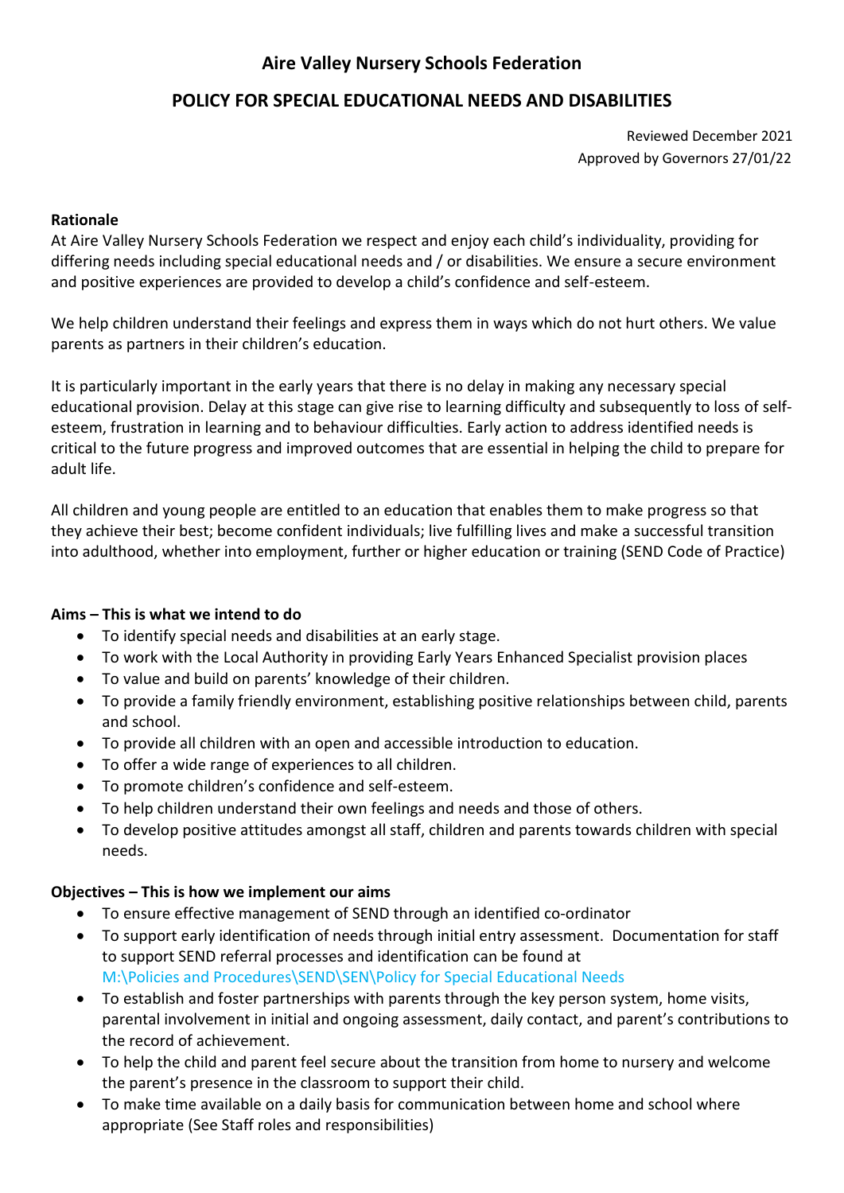# Aire Valley Nursery Schools Federation

## POLICY FOR SPECIAL EDUCATIONAL NEEDS AND DISABILITIES

Reviewed December 2021
Approved by Governors 27/01/22

**Rationale**

At Aire Valley Nursery Schools Federation we respect and enjoy each child's individuality, providing for differing needs including special educational needs and / or disabilities. We ensure a secure environment and positive experiences are provided to develop a child's confidence and self-esteem.

We help children understand their feelings and express them in ways which do not hurt others. We value parents as partners in their children's education.

It is particularly important in the early years that there is no delay in making any necessary special educational provision. Delay at this stage can give rise to learning difficulty and subsequently to loss of self-esteem, frustration in learning and to behaviour difficulties. Early action to address identified needs is critical to the future progress and improved outcomes that are essential in helping the child to prepare for adult life.

All children and young people are entitled to an education that enables them to make progress so that they achieve their best; become confident individuals; live fulfilling lives and make a successful transition into adulthood, whether into employment, further or higher education or training (SEND Code of Practice)

**Aims – This is what we intend to do**

- To identify special needs and disabilities at an early stage.
- To work with the Local Authority in providing Early Years Enhanced Specialist provision places
- To value and build on parents' knowledge of their children.
- To provide a family friendly environment, establishing positive relationships between child, parents and school.
- To provide all children with an open and accessible introduction to education.
- To offer a wide range of experiences to all children.
- To promote children's confidence and self-esteem.
- To help children understand their own feelings and needs and those of others.
- To develop positive attitudes amongst all staff, children and parents towards children with special needs.

**Objectives – This is how we implement our aims**

- To ensure effective management of SEND through an identified co-ordinator
- To support early identification of needs through initial entry assessment. Documentation for staff to support SEND referral processes and identification can be found at M:\Policies and Procedures\SEND\SEN\Policy for Special Educational Needs
- To establish and foster partnerships with parents through the key person system, home visits, parental involvement in initial and ongoing assessment, daily contact, and parent's contributions to the record of achievement.
- To help the child and parent feel secure about the transition from home to nursery and welcome the parent's presence in the classroom to support their child.
- To make time available on a daily basis for communication between home and school where appropriate (See Staff roles and responsibilities)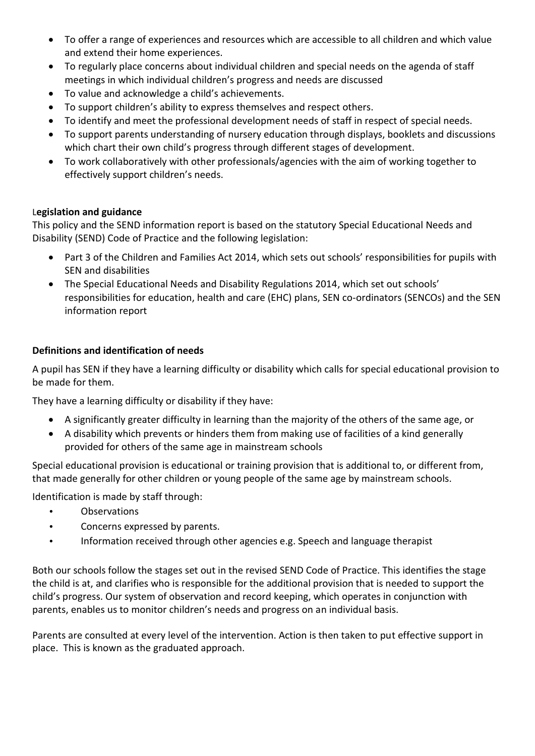- To offer a range of experiences and resources which are accessible to all children and which value and extend their home experiences.
- To regularly place concerns about individual children and special needs on the agenda of staff meetings in which individual children's progress and needs are discussed
- To value and acknowledge a child's achievements.
- To support children's ability to express themselves and respect others.
- To identify and meet the professional development needs of staff in respect of special needs.
- To support parents understanding of nursery education through displays, booklets and discussions which chart their own child's progress through different stages of development.
- To work collaboratively with other professionals/agencies with the aim of working together to effectively support children's needs.

**Legislation and guidance**

This policy and the SEND information report is based on the statutory Special Educational Needs and Disability (SEND) Code of Practice and the following legislation:

- Part 3 of the Children and Families Act 2014, which sets out schools' responsibilities for pupils with SEN and disabilities
- The Special Educational Needs and Disability Regulations 2014, which set out schools' responsibilities for education, health and care (EHC) plans, SEN co-ordinators (SENCOs) and the SEN information report

**Definitions and identification of needs**

A pupil has SEN if they have a learning difficulty or disability which calls for special educational provision to be made for them.

They have a learning difficulty or disability if they have:

- A significantly greater difficulty in learning than the majority of the others of the same age, or
- A disability which prevents or hinders them from making use of facilities of a kind generally provided for others of the same age in mainstream schools

Special educational provision is educational or training provision that is additional to, or different from, that made generally for other children or young people of the same age by mainstream schools.

Identification is made by staff through:

- Observations
- Concerns expressed by parents.
- Information received through other agencies e.g. Speech and language therapist

Both our schools follow the stages set out in the revised SEND Code of Practice. This identifies the stage the child is at, and clarifies who is responsible for the additional provision that is needed to support the child's progress. Our system of observation and record keeping, which operates in conjunction with parents, enables us to monitor children's needs and progress on an individual basis.

Parents are consulted at every level of the intervention. Action is then taken to put effective support in place. This is known as the graduated approach.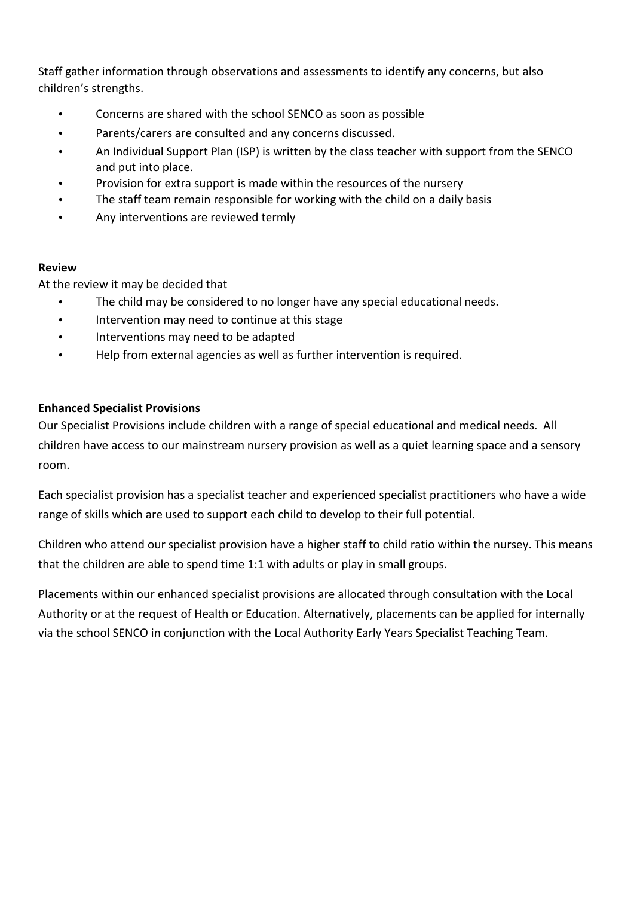Staff gather information through observations and assessments to identify any concerns, but also children's strengths.

- Concerns are shared with the school SENCO as soon as possible
- Parents/carers are consulted and any concerns discussed.
- An Individual Support Plan (ISP) is written by the class teacher with support from the SENCO and put into place.
- Provision for extra support is made within the resources of the nursery
- The staff team remain responsible for working with the child on a daily basis
- Any interventions are reviewed termly

**Review**

At the review it may be decided that

- The child may be considered to no longer have any special educational needs.
- Intervention may need to continue at this stage
- Interventions may need to be adapted
- Help from external agencies as well as further intervention is required.

**Enhanced Specialist Provisions**

Our Specialist Provisions include children with a range of special educational and medical needs. All children have access to our mainstream nursery provision as well as a quiet learning space and a sensory room.

Each specialist provision has a specialist teacher and experienced specialist practitioners who have a wide range of skills which are used to support each child to develop to their full potential.

Children who attend our specialist provision have a higher staff to child ratio within the nursey. This means that the children are able to spend time 1:1 with adults or play in small groups.

Placements within our enhanced specialist provisions are allocated through consultation with the Local Authority or at the request of Health or Education. Alternatively, placements can be applied for internally via the school SENCO in conjunction with the Local Authority Early Years Specialist Teaching Team.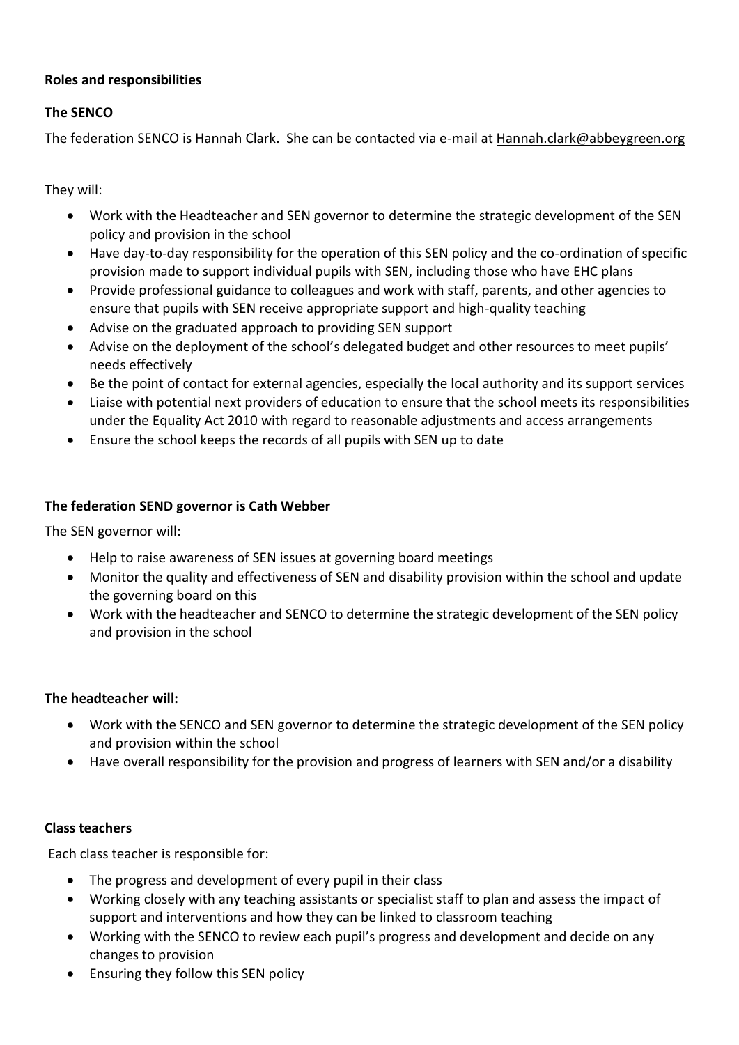**Roles and responsibilities**

**The SENCO**

The federation SENCO is Hannah Clark. She can be contacted via e-mail at Hannah.clark@abbeygreen.org

They will:

- Work with the Headteacher and SEN governor to determine the strategic development of the SEN policy and provision in the school
- Have day-to-day responsibility for the operation of this SEN policy and the co-ordination of specific provision made to support individual pupils with SEN, including those who have EHC plans
- Provide professional guidance to colleagues and work with staff, parents, and other agencies to ensure that pupils with SEN receive appropriate support and high-quality teaching
- Advise on the graduated approach to providing SEN support
- Advise on the deployment of the school's delegated budget and other resources to meet pupils' needs effectively
- Be the point of contact for external agencies, especially the local authority and its support services
- Liaise with potential next providers of education to ensure that the school meets its responsibilities under the Equality Act 2010 with regard to reasonable adjustments and access arrangements
- Ensure the school keeps the records of all pupils with SEN up to date

**The federation SEND governor is Cath Webber**

The SEN governor will:

- Help to raise awareness of SEN issues at governing board meetings
- Monitor the quality and effectiveness of SEN and disability provision within the school and update the governing board on this
- Work with the headteacher and SENCO to determine the strategic development of the SEN policy and provision in the school

**The headteacher will:**

- Work with the SENCO and SEN governor to determine the strategic development of the SEN policy and provision within the school
- Have overall responsibility for the provision and progress of learners with SEN and/or a disability

**Class teachers**

Each class teacher is responsible for:

- The progress and development of every pupil in their class
- Working closely with any teaching assistants or specialist staff to plan and assess the impact of support and interventions and how they can be linked to classroom teaching
- Working with the SENCO to review each pupil's progress and development and decide on any changes to provision
- Ensuring they follow this SEN policy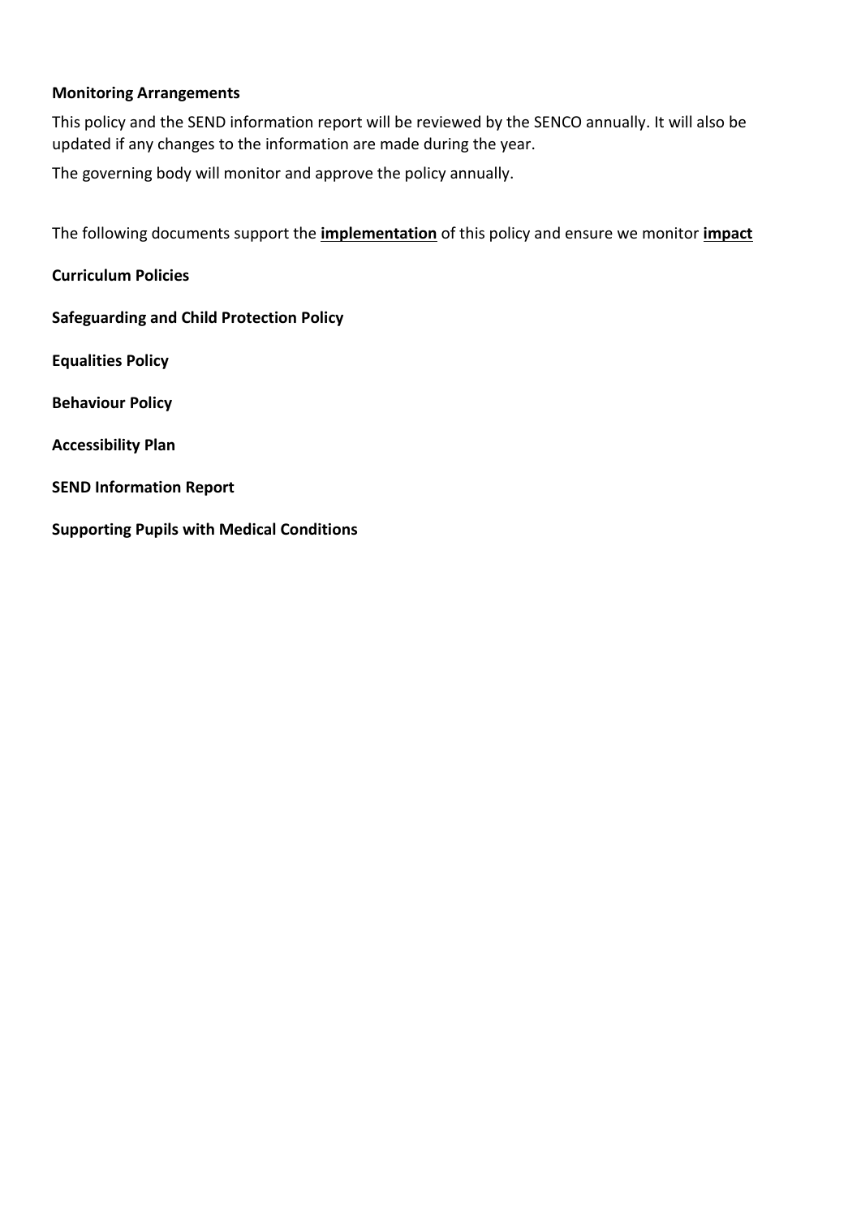**Monitoring Arrangements**

This policy and the SEND information report will be reviewed by the SENCO annually. It will also be updated if any changes to the information are made during the year.

The governing body will monitor and approve the policy annually.

The following documents support the **implementation** of this policy and ensure we monitor **impact**

**Curriculum Policies**

**Safeguarding and Child Protection Policy**

**Equalities Policy**

**Behaviour Policy**

**Accessibility Plan**

**SEND Information Report**

**Supporting Pupils with Medical Conditions**